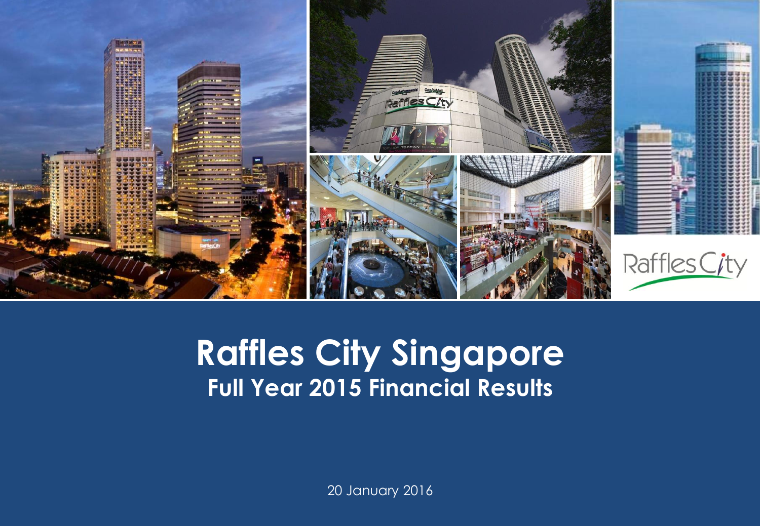# Raffles City Singapore

## Full Year 2015 Financial Results

20 January 2016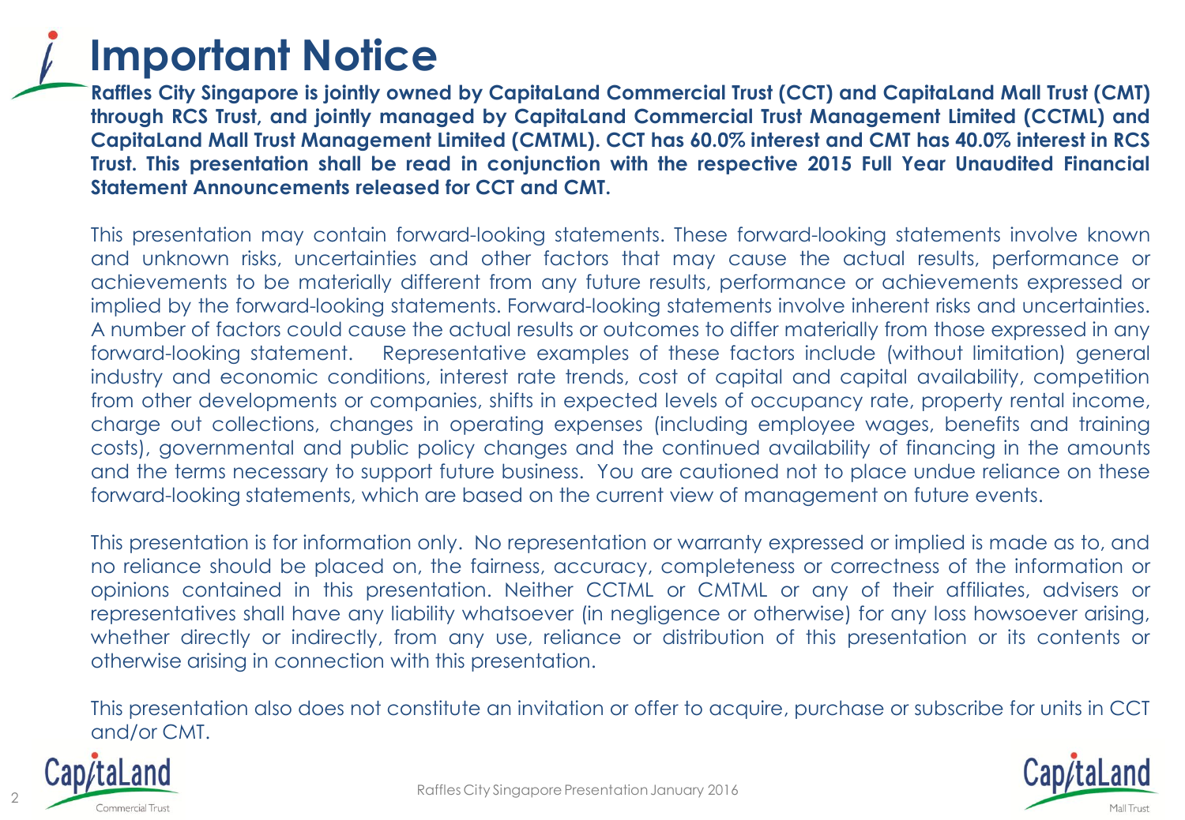# Important Notice

**Raffles City Singapore is jointly owned by CapitaLand Commercial Trust (CCT) and CapitaLand Mall Trust (CMT) through RCS Trust, and jointly managed by CapitaLand Commercial Trust Management Limited (CCTML) and CapitaLand Mall Trust Management Limited (CMTML). CCT has 60.0% interest and CMT has 40.0% interest in RCS Trust. This presentation shall be read in conjunction with the respective 2015 Full Year Unaudited Financial Statement Announcements released for CCT and CMT.**

This presentation may contain forward-looking statements. These forward-looking statements involve known and unknown risks, uncertainties and other factors that may cause the actual results, performance or achievements to be materially different from any future results, performance or achievements expressed or implied by the forward-looking statements. Forward-looking statements involve inherent risks and uncertainties. A number of factors could cause the actual results or outcomes to differ materially from those expressed in any forward-looking statement. Representative examples of these factors include (without limitation) general industry and economic conditions, interest rate trends, cost of capital and capital availability, competition from other developments or companies, shifts in expected levels of occupancy rate, property rental income, charge out collections, changes in operating expenses (including employee wages, benefits and training costs), governmental and public policy changes and the continued availability of financing in the amounts and the terms necessary to support future business. You are cautioned not to place undue reliance on these forward-looking statements, which are based on the current view of management on future events.

This presentation is for information only. No representation or warranty expressed or implied is made as to, and no reliance should be placed on, the fairness, accuracy, completeness or correctness of the information or opinions contained in this presentation. Neither CCTML or CMTML or any of their affiliates, advisers or representatives shall have any liability whatsoever (in negligence or otherwise) for any loss howsoever arising, whether directly or indirectly, from any use, reliance or distribution of this presentation or its contents or otherwise arising in connection with this presentation.

This presentation also does not constitute an invitation or offer to acquire, purchase or subscribe for units in CCT and/or CMT.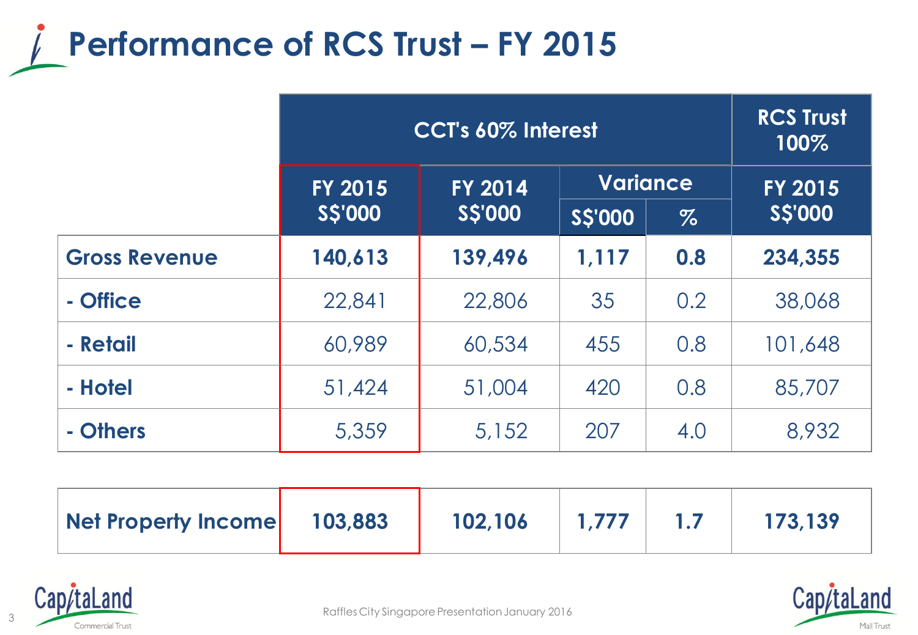# Performance of RCS Trust – FY 2015

| | CCT's 60% Interest | | | | RCS Trust 100% |
|---|---|---|---|---|---|
| | FY 2015 S$'000 | FY 2014 S$'000 | Variance | | FY 2015 S$'000 |
| | | | S$'000 | % | |
| **Gross Revenue** | **140,613** | **139,496** | **1,117** | **0.8** | **234,355** |
| - Office | 22,841 | 22,806 | 35 | 0.2 | 38,068 |
| - Retail | 60,989 | 60,534 | 455 | 0.8 | 101,648 |
| - Hotel | 51,424 | 51,004 | 420 | 0.8 | 85,707 |
| - Others | 5,359 | 5,152 | 207 | 4.0 | 8,932 |
| **Net Property Income** | **103,883** | **102,106** | **1,777** | **1.7** | **173,139** |

Raffles City Singapore Presentation January 2016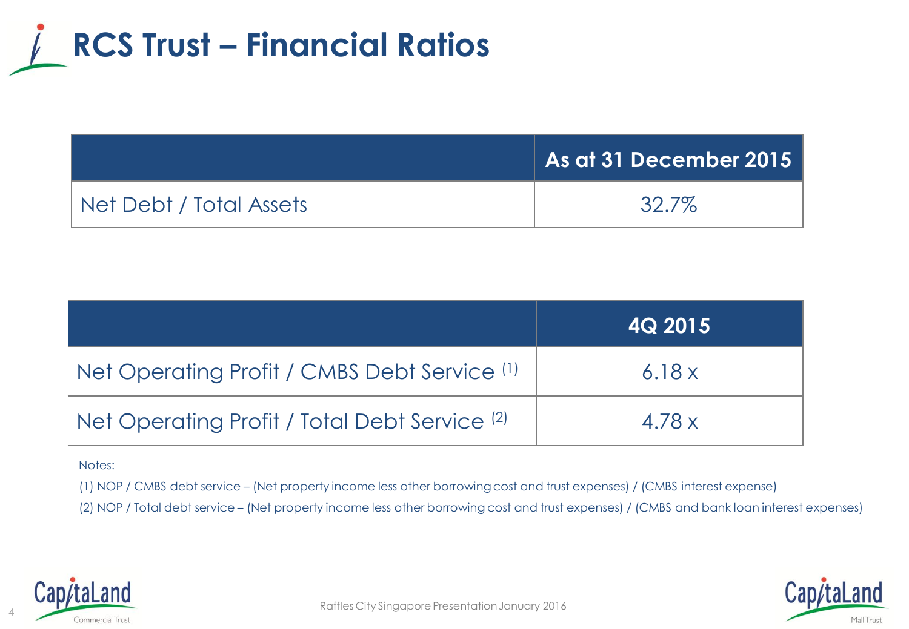# RCS Trust – Financial Ratios

| | As at 31 December 2015 |
|---|---|
| Net Debt / Total Assets | 32.7% |

| | 4Q 2015 |
|---|---|
| Net Operating Profit / CMBS Debt Service [1] | 6.18 x |
| Net Operating Profit / Total Debt Service [2] | 4.78 x |

Notes:

(1) NOP / CMBS debt service – (Net property income less other borrowing cost and trust expenses) / (CMBS interest expense)

(2) NOP / Total debt service – (Net property income less other borrowing cost and trust expenses) / (CMBS and bank loan interest expenses)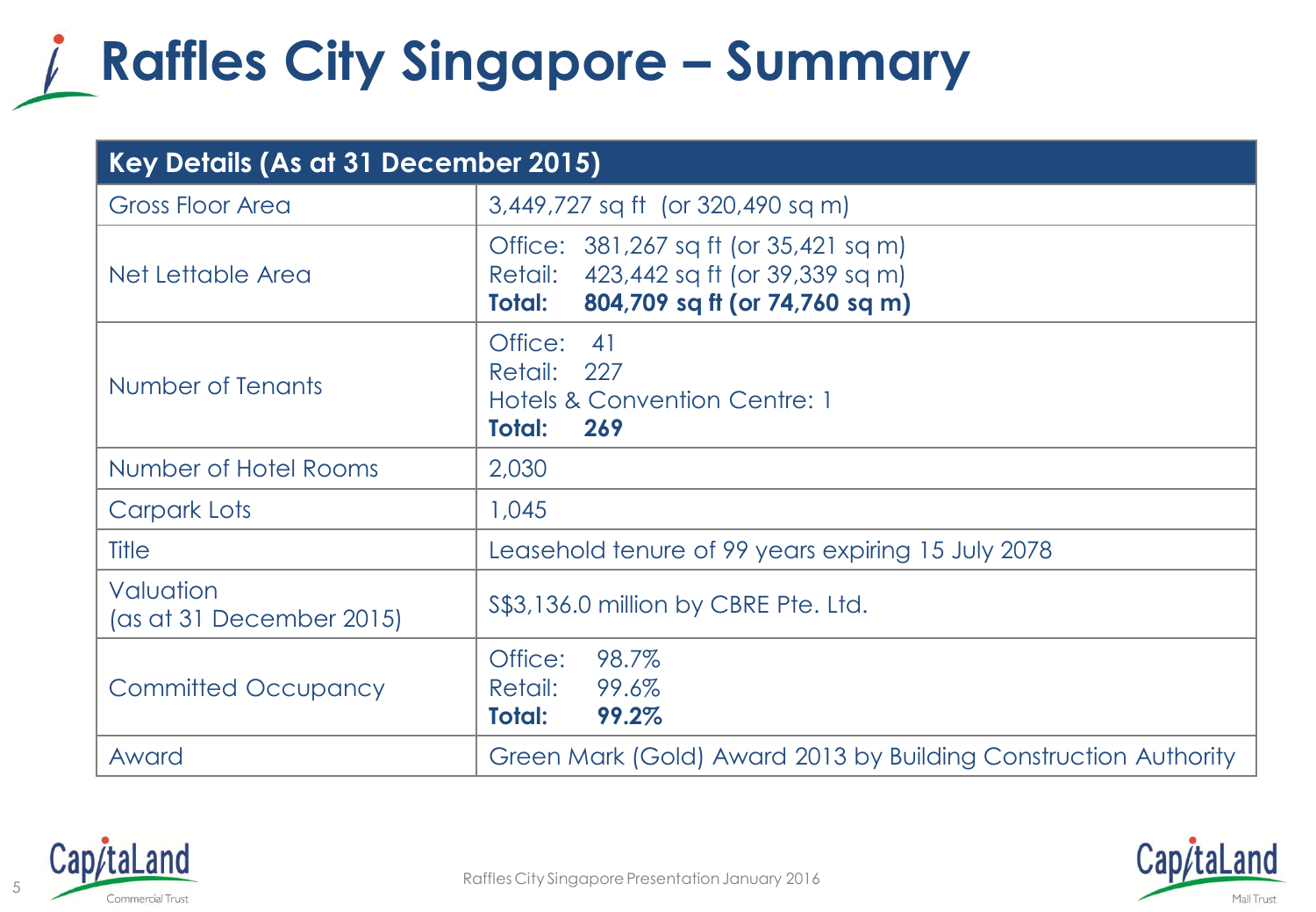# Raffles City Singapore – Summary

| Key Details (As at 31 December 2015) | |
|---|---|
| Gross Floor Area | 3,449,727 sq ft (or 320,490 sq m) |
| Net Lettable Area | Office: 381,267 sq ft (or 35,421 sq m)<br>Retail: 423,442 sq ft (or 39,339 sq m)<br>**Total: 804,709 sq ft (or 74,760 sq m)** |
| Number of Tenants | Office: 41<br>Retail: 227<br>Hotels & Convention Centre: 1<br>**Total: 269** |
| Number of Hotel Rooms | 2,030 |
| Carpark Lots | 1,045 |
| Title | Leasehold tenure of 99 years expiring 15 July 2078 |
| Valuation (as at 31 December 2015) | S$3,136.0 million by CBRE Pte. Ltd. |
| Committed Occupancy | Office: 98.7%<br>Retail: 99.6%<br>**Total: 99.2%** |
| Award | Green Mark (Gold) Award 2013 by Building Construction Authority |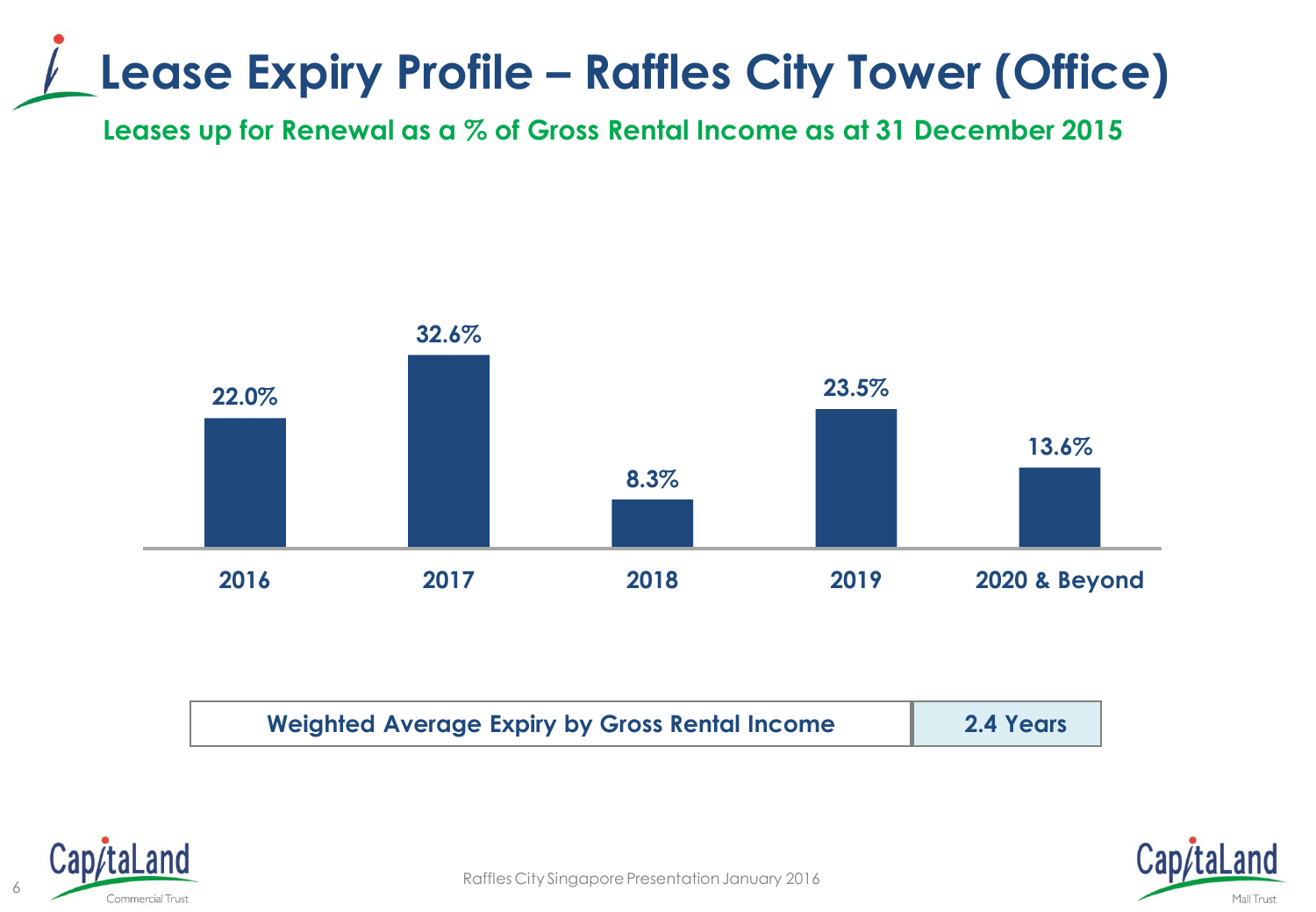# Lease Expiry Profile – Raffles City Tower (Office)

**Leases up for Renewal as a % of Gross Rental Income as at 31 December 2015**

| 2016 | 2017 | 2018 | 2019 | 2020 & Beyond |
|---|---|---|---|---|
| 22.0% | 32.6% | 8.3% | 23.5% | 13.6% |

| Weighted Average Expiry by Gross Rental Income | 2.4 Years |
|---|---|

Raffles City Singapore Presentation January 2016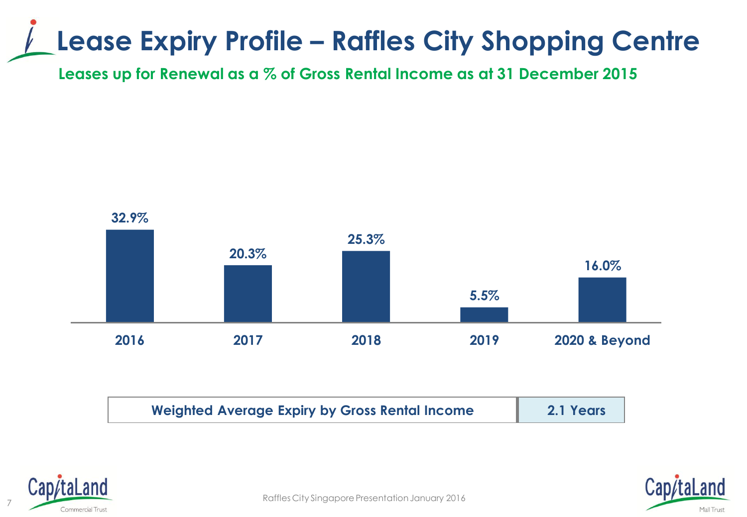# Lease Expiry Profile – Raffles City Shopping Centre

**Leases up for Renewal as a % of Gross Rental Income as at 31 December 2015**

| 2016 | 2017 | 2018 | 2019 | 2020 & Beyond |
| --- | --- | --- | --- | --- |
| 32.9% | 20.3% | 25.3% | 5.5% | 16.0% |

| Weighted Average Expiry by Gross Rental Income | 2.1 Years |
| --- | --- |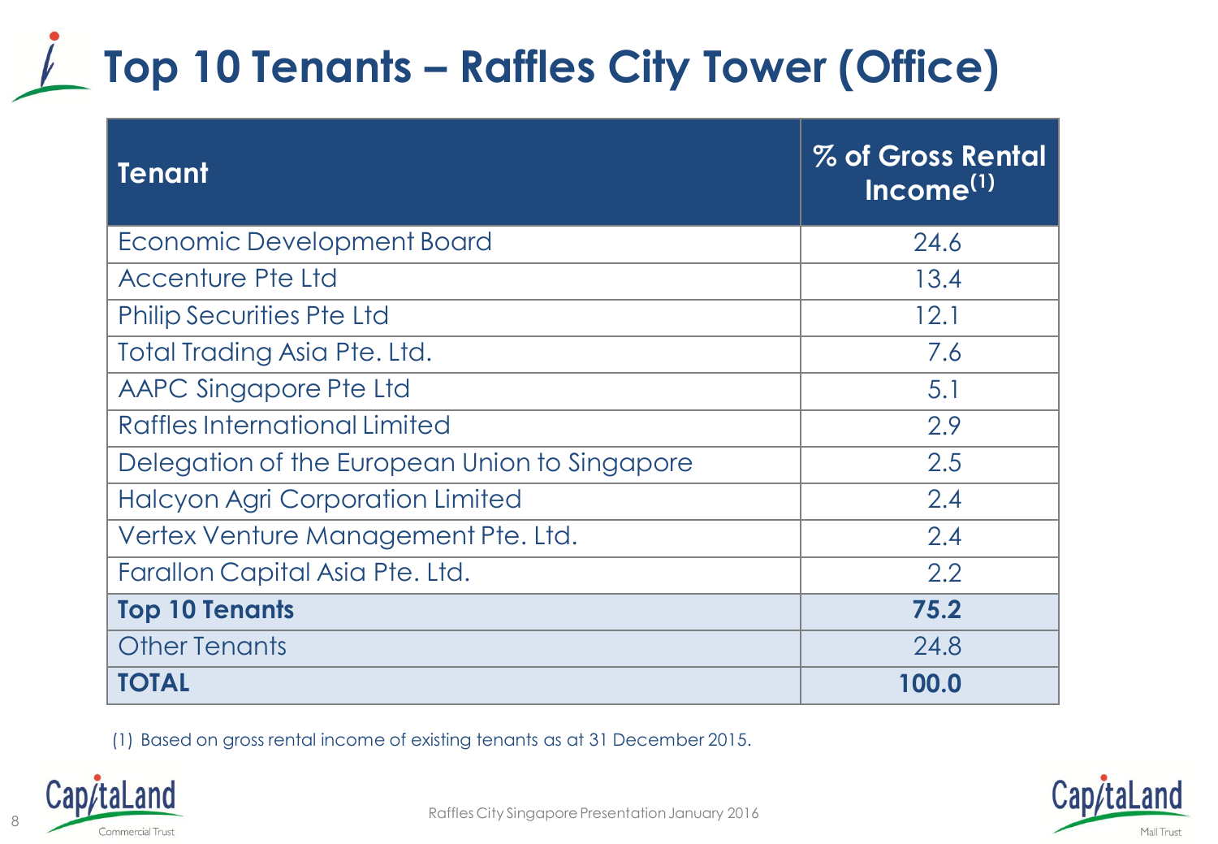# Top 10 Tenants – Raffles City Tower (Office)

| Tenant | % of Gross Rental Income[1] |
|---|---|
| Economic Development Board | 24.6 |
| Accenture Pte Ltd | 13.4 |
| Philip Securities Pte Ltd | 12.1 |
| Total Trading Asia Pte. Ltd. | 7.6 |
| AAPC Singapore Pte Ltd | 5.1 |
| Raffles International Limited | 2.9 |
| Delegation of the European Union to Singapore | 2.5 |
| Halcyon Agri Corporation Limited | 2.4 |
| Vertex Venture Management Pte. Ltd. | 2.4 |
| Farallon Capital Asia Pte. Ltd. | 2.2 |
| **Top 10 Tenants** | **75.2** |
| Other Tenants | 24.8 |
| **TOTAL** | **100.0** |

(1) Based on gross rental income of existing tenants as at 31 December 2015.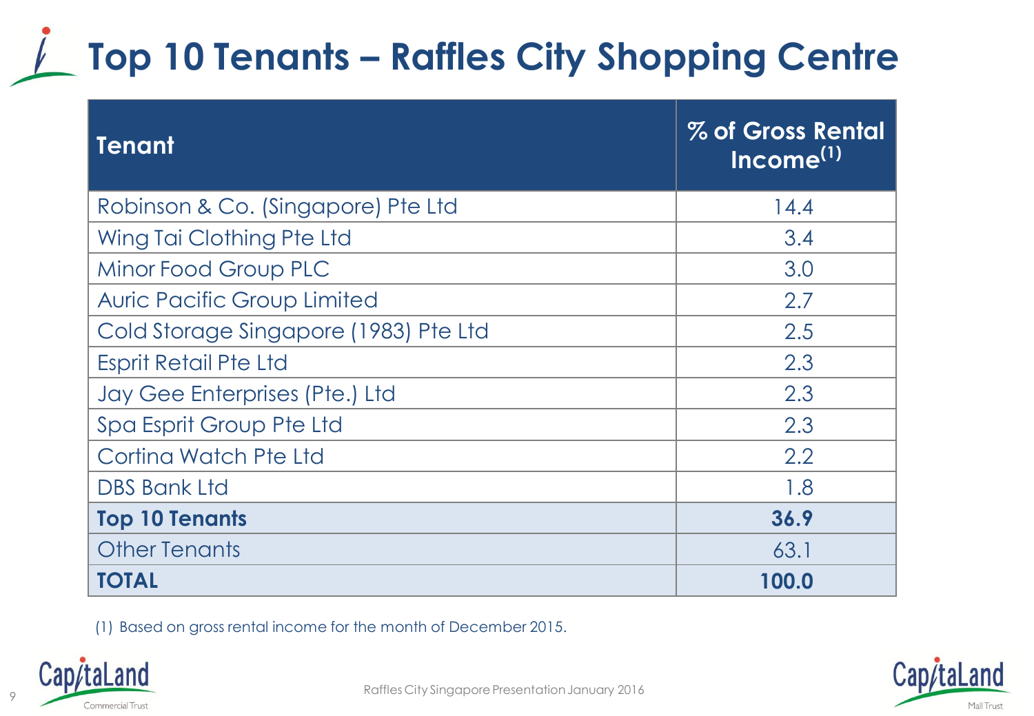# Top 10 Tenants – Raffles City Shopping Centre

| Tenant | % of Gross Rental Income[1] |
|---|---|
| Robinson & Co. (Singapore) Pte Ltd | 14.4 |
| Wing Tai Clothing Pte Ltd | 3.4 |
| Minor Food Group PLC | 3.0 |
| Auric Pacific Group Limited | 2.7 |
| Cold Storage Singapore (1983) Pte Ltd | 2.5 |
| Esprit Retail Pte Ltd | 2.3 |
| Jay Gee Enterprises (Pte.) Ltd | 2.3 |
| Spa Esprit Group Pte Ltd | 2.3 |
| Cortina Watch Pte Ltd | 2.2 |
| DBS Bank Ltd | 1.8 |
| **Top 10 Tenants** | **36.9** |
| Other Tenants | 63.1 |
| **TOTAL** | **100.0** |

(1) Based on gross rental income for the month of December 2015.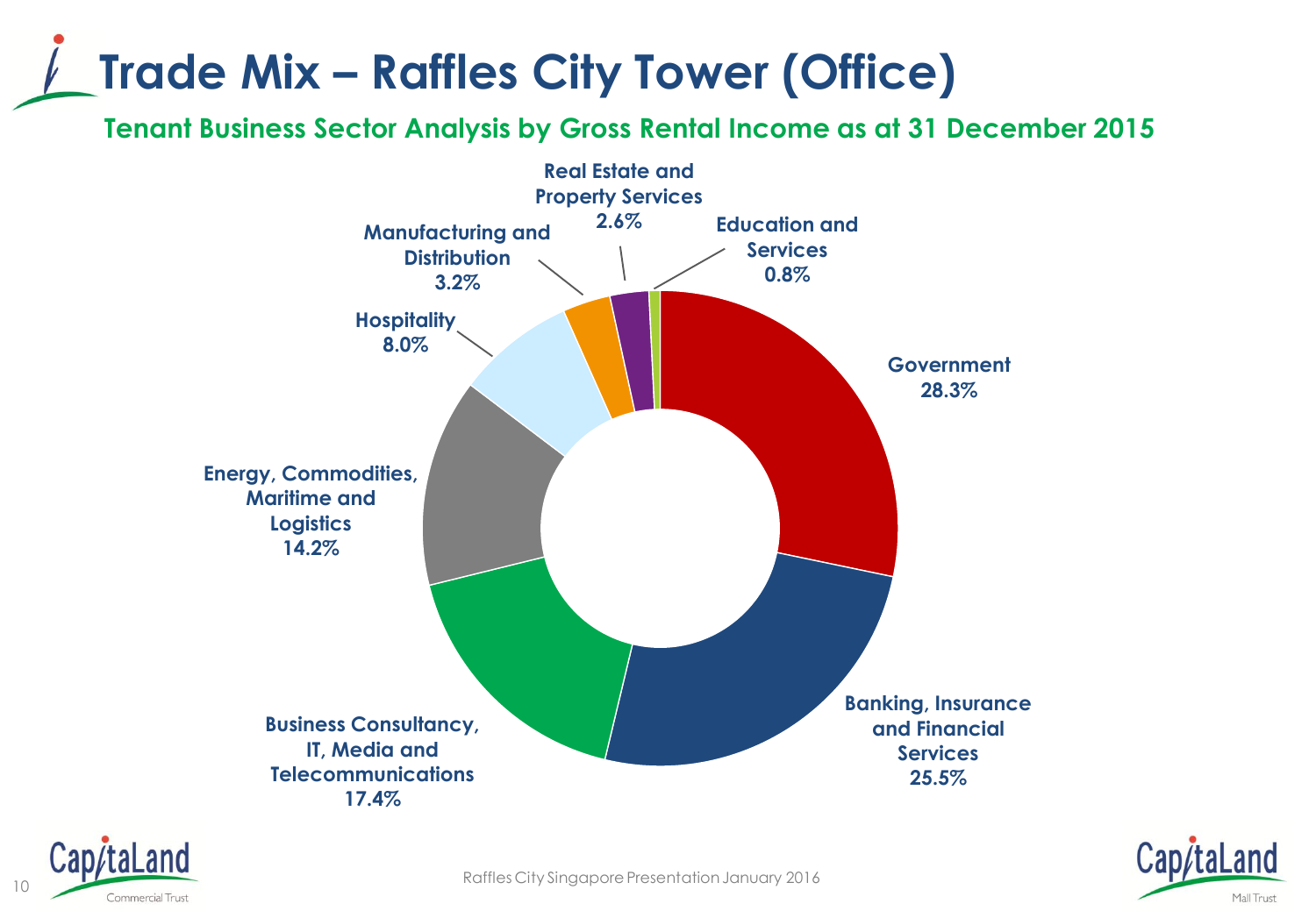# Trade Mix – Raffles City Tower (Office)

## Tenant Business Sector Analysis by Gross Rental Income as at 31 December 2015

| Sector | % |
| --- | --- |
| Government | 28.3% |
| Banking, Insurance and Financial Services | 25.5% |
| Business Consultancy, IT, Media and Telecommunications | 17.4% |
| Energy, Commodities, Maritime and Logistics | 14.2% |
| Hospitality | 8.0% |
| Manufacturing and Distribution | 3.2% |
| Real Estate and Property Services | 2.6% |
| Education and Services | 0.8% |

Raffles City Singapore Presentation January 2016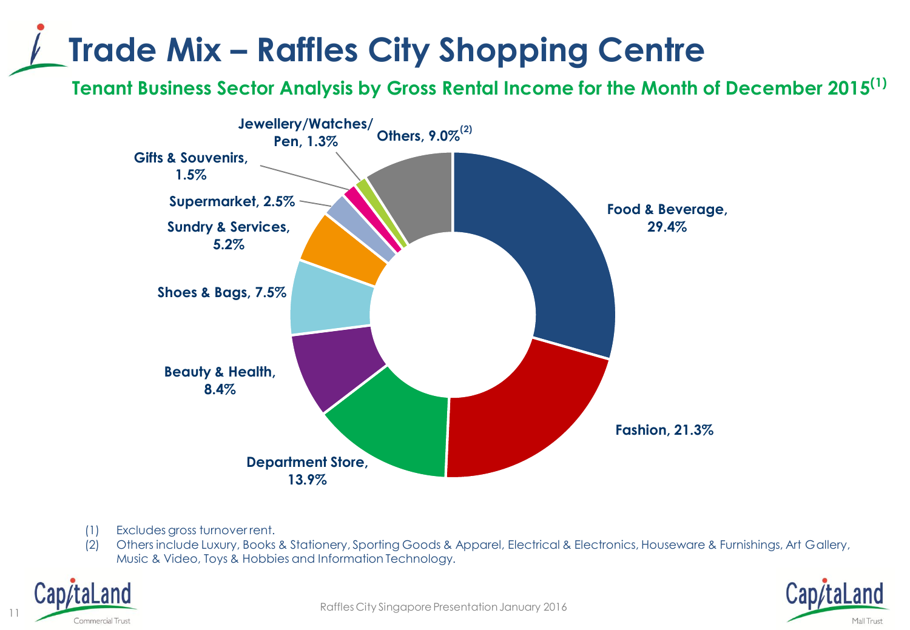# Trade Mix – Raffles City Shopping Centre

## Tenant Business Sector Analysis by Gross Rental Income for the Month of December 2015[(1)]

| Trade Sector | % of Gross Rental Income |
|---|---|
| Food & Beverage | 29.4% |
| Fashion | 21.3% |
| Department Store | 13.9% |
| Beauty & Health | 8.4% |
| Shoes & Bags | 7.5% |
| Sundry & Services | 5.2% |
| Supermarket | 2.5% |
| Gifts & Souvenirs | 1.5% |
| Jewellery/Watches/Pen | 1.3% |
| Others[(2)] | 9.0% |

(1) Excludes gross turnover rent.

(2) Others include Luxury, Books & Stationery, Sporting Goods & Apparel, Electrical & Electronics, Houseware & Furnishings, Art Gallery, Music & Video, Toys & Hobbies and Information Technology.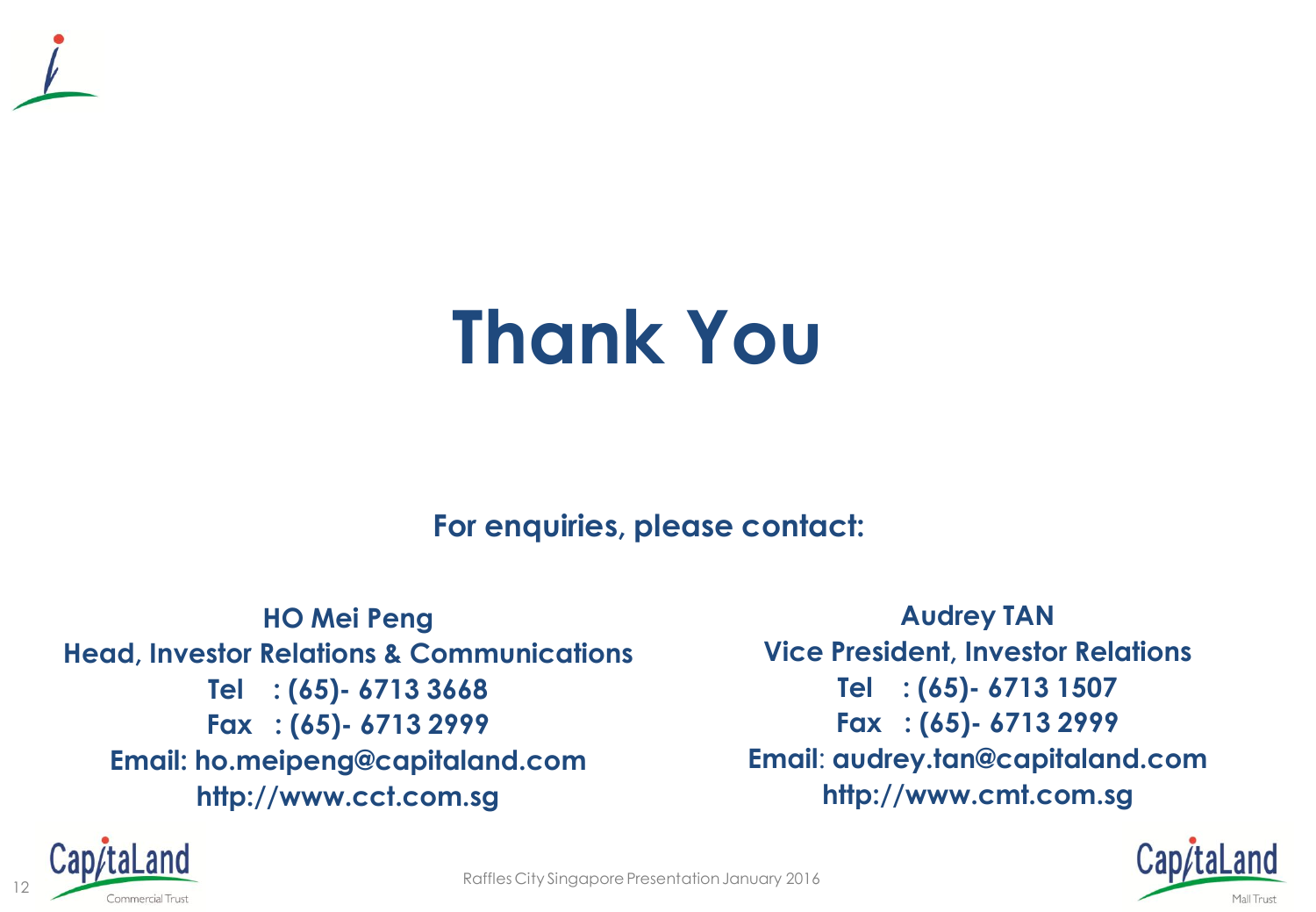# Thank You

**For enquiries, please contact:**

**HO Mei Peng**
**Head, Investor Relations & Communications**
**Tel : (65)- 6713 3668**
**Fax : (65)- 6713 2999**
**Email: ho.meipeng@capitaland.com**
**http://www.cct.com.sg**

**Audrey TAN**
**Vice President, Investor Relations**
**Tel : (65)- 6713 1507**
**Fax : (65)- 6713 2999**
**Email: audrey.tan@capitaland.com**
**http://www.cmt.com.sg**